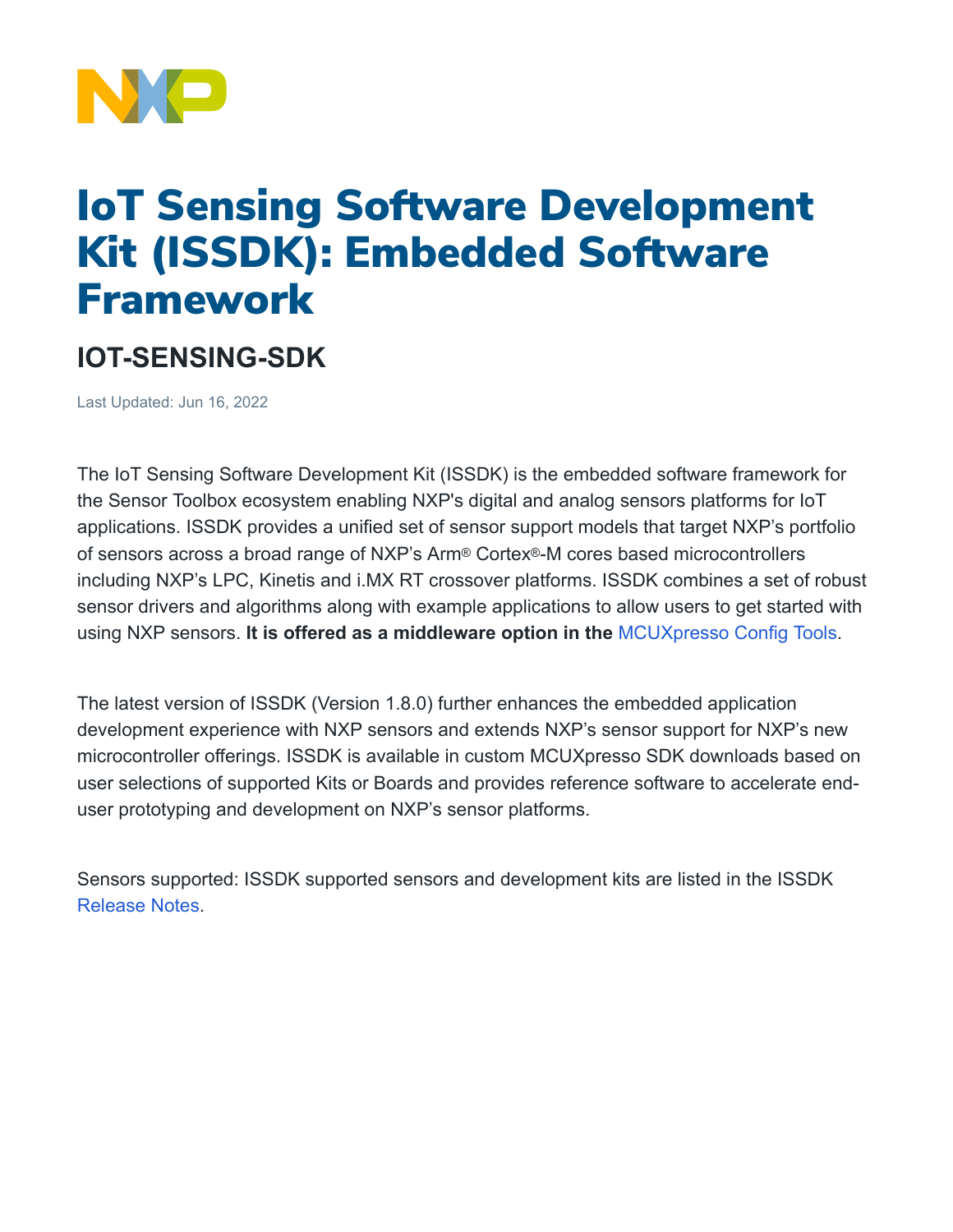# IoT Sensing Software Development Kit (ISSDK): Embedded Software Framework

## IOT-SENSING-SDK

Last Updated: Jun 16, 2022

The IoT Sensing Software Development Kit (ISSDK) is the embedded software framework for the Sensor Toolbox ecosystem enabling NXP's digital and analog sensors platforms for IoT applications. ISSDK provides a unified set of sensor support models that target NXP's portfolio of sensors across a broad range of NXP's Arm® Cortex®-M cores based microcontrollers including NXP's LPC, Kinetis and i.MX RT crossover platforms. ISSDK combines a set of robust sensor drivers and algorithms along with example applications to allow users to get started with using NXP sensors. **It is offered as a middleware option in the** MCUXpresso Config Tools.

The latest version of ISSDK (Version 1.8.0) further enhances the embedded application development experience with NXP sensors and extends NXP's sensor support for NXP's new microcontroller offerings. ISSDK is available in custom MCUXpresso SDK downloads based on user selections of supported Kits or Boards and provides reference software to accelerate end-user prototyping and development on NXP's sensor platforms.

Sensors supported: ISSDK supported sensors and development kits are listed in the ISSDK Release Notes.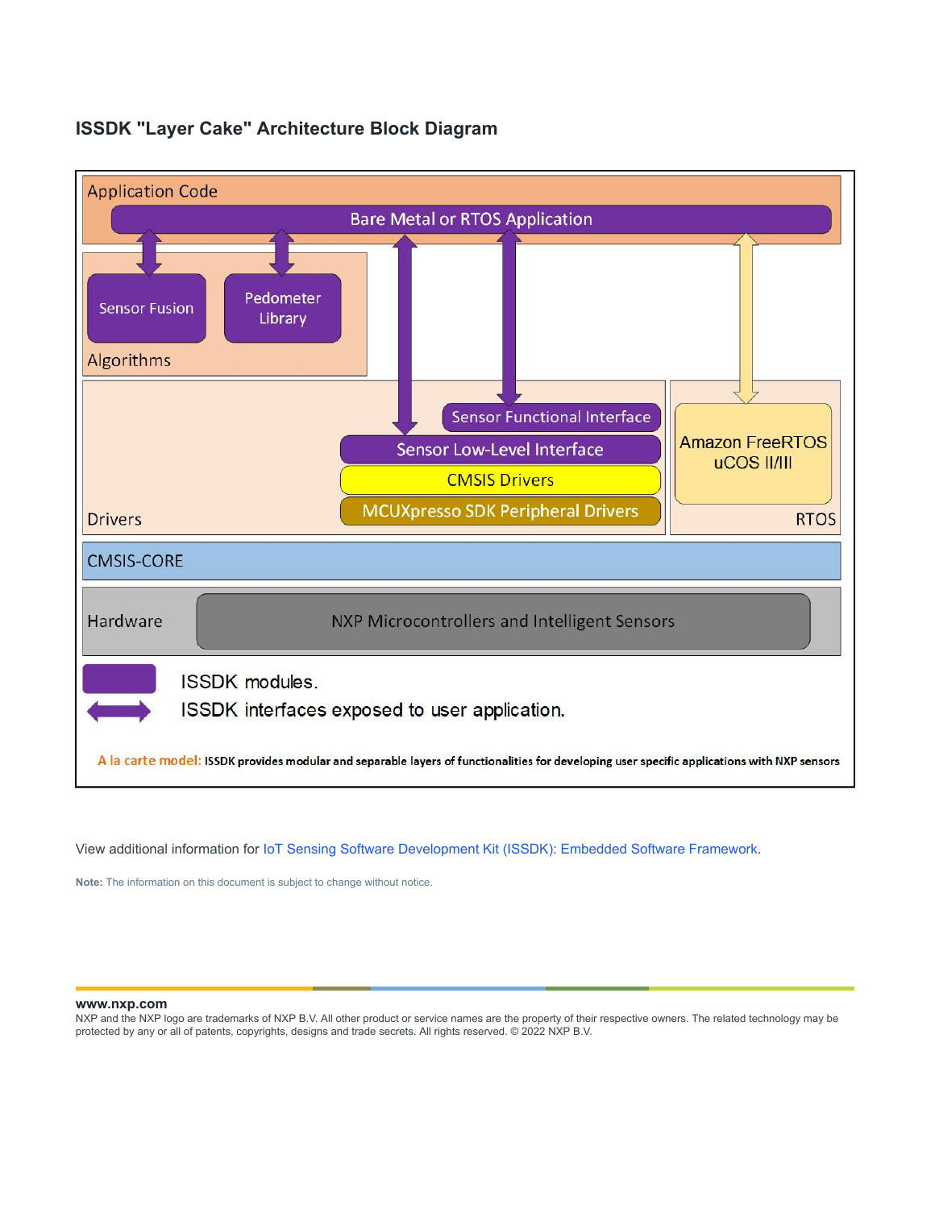## ISSDK "Layer Cake" Architecture Block Diagram

Application Code

Bare Metal or RTOS Application

Sensor Fusion

Pedometer Library

Algorithms

Sensor Functional Interface

Sensor Low-Level Interface

CMSIS Drivers

MCUXpresso SDK Peripheral Drivers

Drivers

Amazon FreeRTOS
uCOS II/III

RTOS

CMSIS-CORE

Hardware

NXP Microcontrollers and Intelligent Sensors

ISSDK modules.

ISSDK interfaces exposed to user application.

A la carte model: ISSDK provides modular and separable layers of functionalities for developing user specific applications with NXP sensors

View additional information for IoT Sensing Software Development Kit (ISSDK): Embedded Software Framework.

**Note:** The information on this document is subject to change without notice.

**www.nxp.com**

NXP and the NXP logo are trademarks of NXP B.V. All other product or service names are the property of their respective owners. The related technology may be protected by any or all of patents, copyrights, designs and trade secrets. All rights reserved. © 2022 NXP B.V.